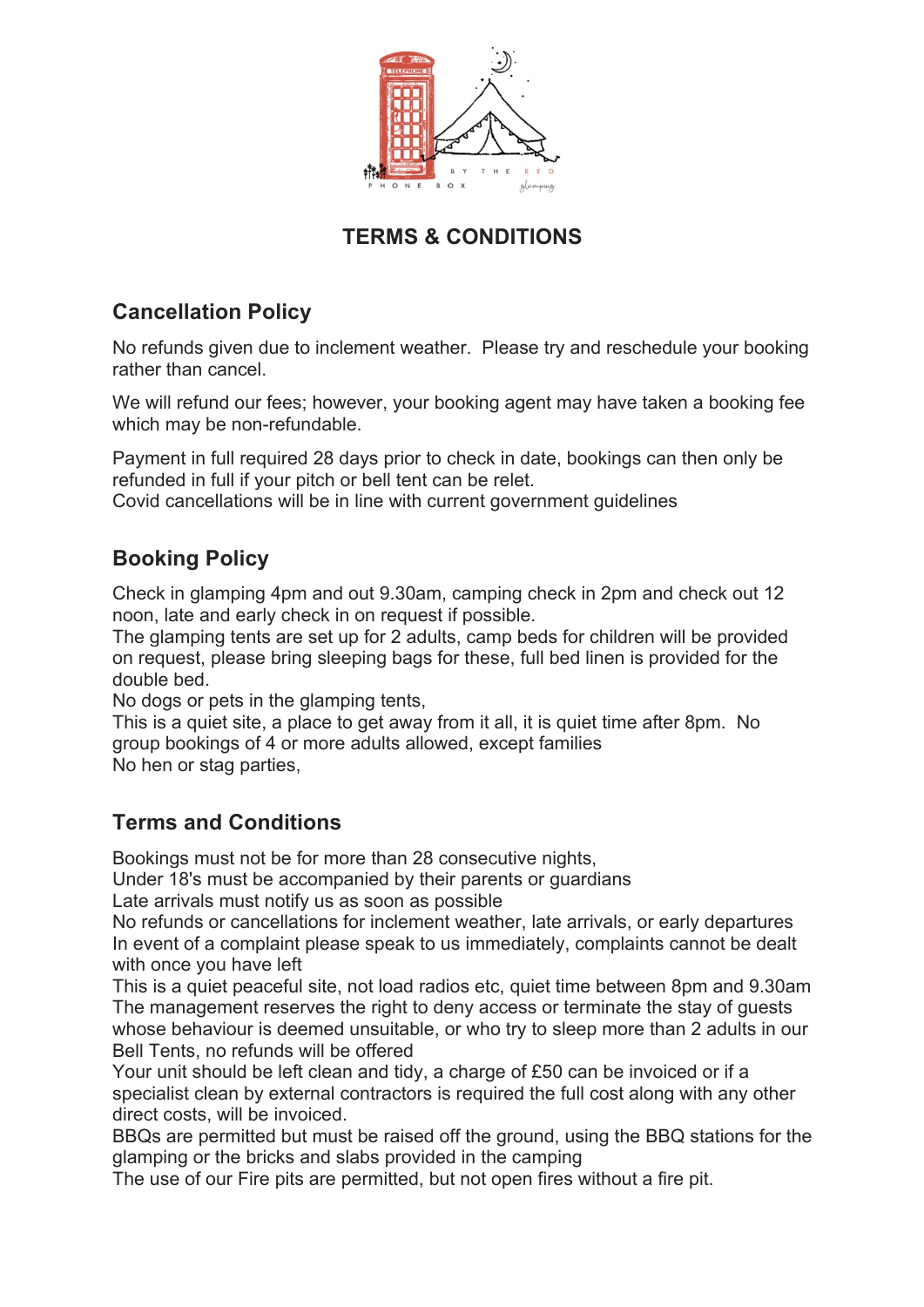# TERMS & CONDITIONS

## Cancellation Policy

No refunds given due to inclement weather.  Please try and reschedule your booking rather than cancel.

We will refund our fees; however, your booking agent may have taken a booking fee which may be non-refundable.

Payment in full required 28 days prior to check in date, bookings can then only be refunded in full if your pitch or bell tent can be relet.
Covid cancellations will be in line with current government guidelines

## Booking Policy

Check in glamping 4pm and out 9.30am, camping check in 2pm and check out 12 noon, late and early check in on request if possible.
The glamping tents are set up for 2 adults, camp beds for children will be provided on request, please bring sleeping bags for these, full bed linen is provided for the double bed.
No dogs or pets in the glamping tents,
This is a quiet site, a place to get away from it all, it is quiet time after 8pm.  No group bookings of 4 or more adults allowed, except families
No hen or stag parties,

## Terms and Conditions

Bookings must not be for more than 28 consecutive nights,
Under 18's must be accompanied by their parents or guardians
Late arrivals must notify us as soon as possible
No refunds or cancellations for inclement weather, late arrivals, or early departures
In event of a complaint please speak to us immediately, complaints cannot be dealt with once you have left
This is a quiet peaceful site, not load radios etc, quiet time between 8pm and 9.30am
The management reserves the right to deny access or terminate the stay of guests whose behaviour is deemed unsuitable, or who try to sleep more than 2 adults in our Bell Tents, no refunds will be offered
Your unit should be left clean and tidy, a charge of £50 can be invoiced or if a specialist clean by external contractors is required the full cost along with any other direct costs, will be invoiced.
BBQs are permitted but must be raised off the ground, using the BBQ stations for the glamping or the bricks and slabs provided in the camping
The use of our Fire pits are permitted, but not open fires without a fire pit.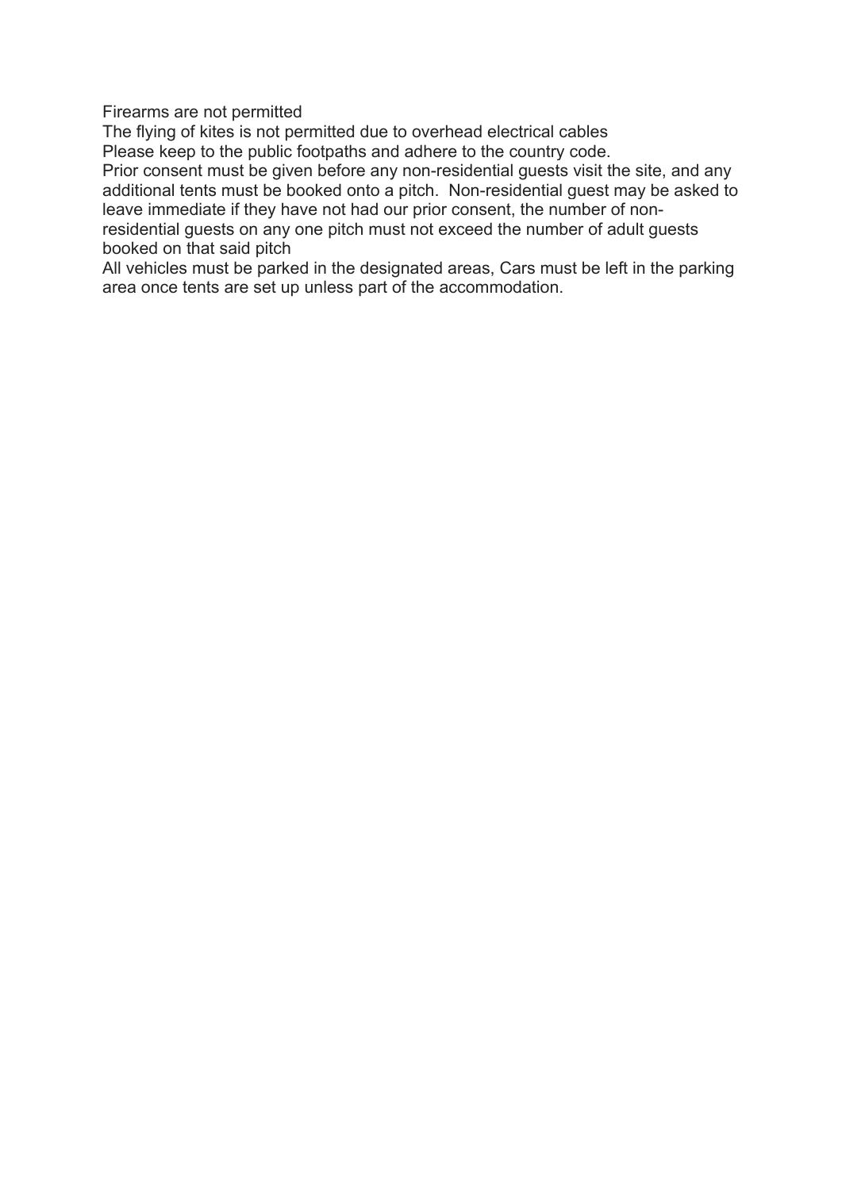Firearms are not permitted

The flying of kites is not permitted due to overhead electrical cables

Please keep to the public footpaths and adhere to the country code.

Prior consent must be given before any non-residential guests visit the site, and any additional tents must be booked onto a pitch. Non-residential guest may be asked to leave immediate if they have not had our prior consent, the number of non-residential guests on any one pitch must not exceed the number of adult guests booked on that said pitch

All vehicles must be parked in the designated areas, Cars must be left in the parking area once tents are set up unless part of the accommodation.